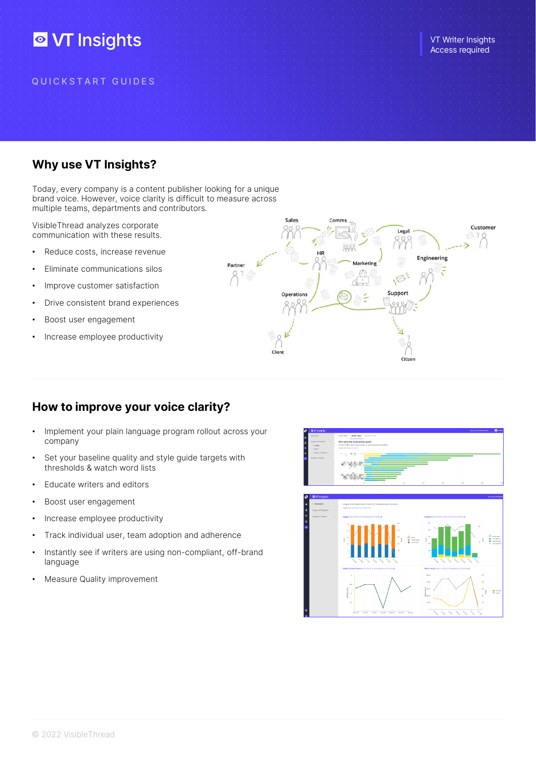# VT Insights

VT Writer Insights
Access required

QUICKSTART GUIDES

## Why use VT Insights?

Today, every company is a content publisher looking for a unique brand voice. However, voice clarity is difficult to measure across multiple teams, departments and contributors.

VisibleThread analyzes corporate communication with these results.

- Reduce costs, increase revenue
- Eliminate communications silos
- Improve customer satisfaction
- Drive consistent brand experiences
- Boost user engagement
- Increase employee productivity

Sales
Comms
Legal
Customer
HR
Partner
Marketing
Engineering
Operations
Support
Client
Citizen

## How to improve your voice clarity?

- Implement your plain language program rollout across your company
- Set your baseline quality and style guide targets with thresholds & watch lists
- Educate writers and editors
- Boost user engagement
- Increase employee productivity
- Track individual user, team adoption and adherence
- Instantly see if writers are using non-compliant, off-brand language
- Measure Quality improvement

© 2022 VisibleThread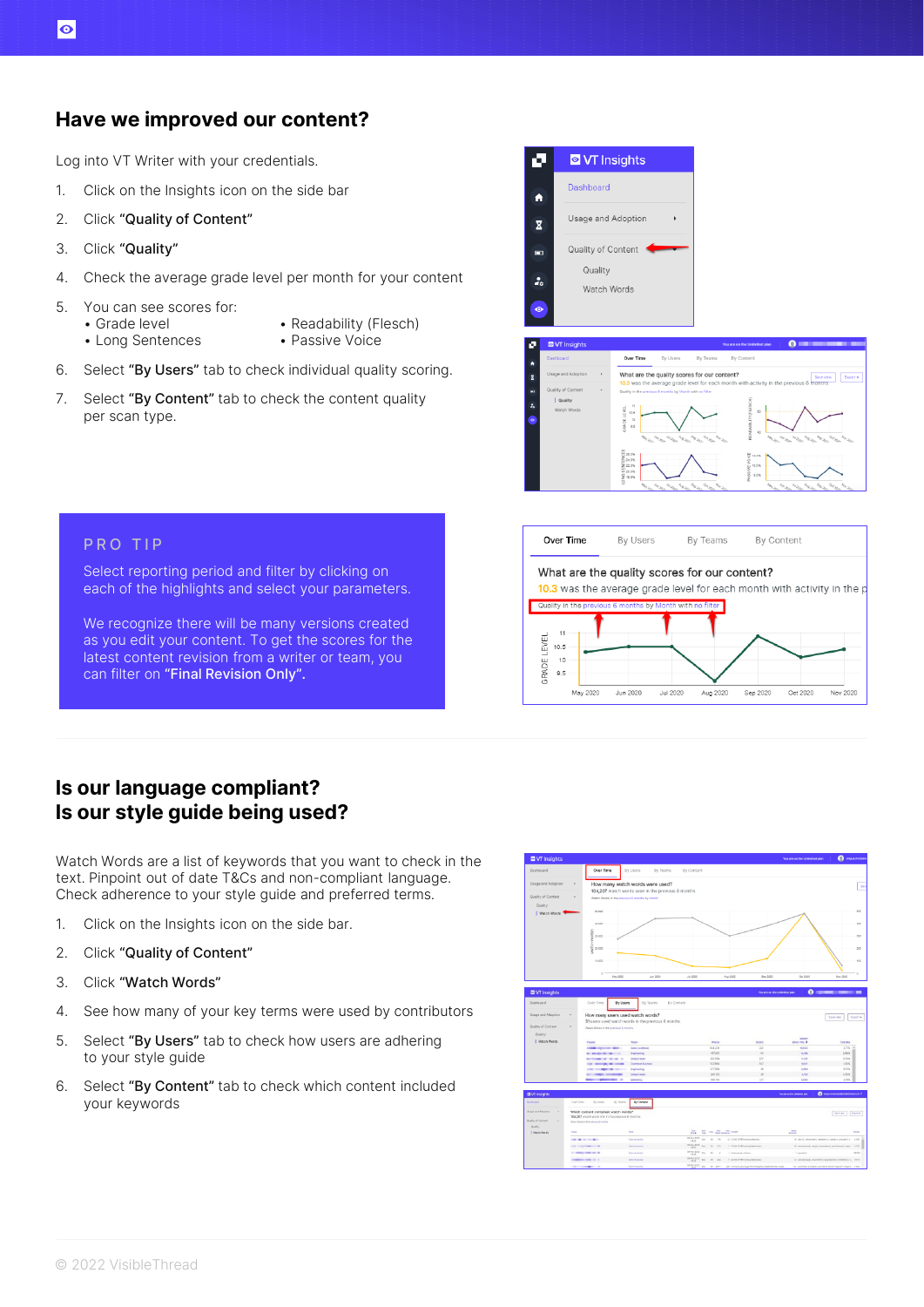## Have we improved our content?

Log into VT Writer with your credentials.

1. Click on the Insights icon on the side bar
2. Click **"Quality of Content"**
3. Click **"Quality"**
4. Check the average grade level per month for your content
5. You can see scores for:
   - Grade level
   - Long Sentences
   - Readability (Flesch)
   - Passive Voice
6. Select **"By Users"** tab to check individual quality scoring.
7. Select **"By Content"** tab to check the content quality per scan type.

PRO TIP

Select reporting period and filter by clicking on each of the highlights and select your parameters.

We recognize there will be many versions created as you edit your content. To get the scores for the latest content revision from a writer or team, you can filter on **"Final Revision Only".**

## Is our language compliant?
## Is our style guide being used?

Watch Words are a list of keywords that you want to check in the text. Pinpoint out of date T&Cs and non-compliant language. Check adherence to your style guide and preferred terms.

1. Click on the Insights icon on the side bar.
2. Click **"Quality of Content"**
3. Click **"Watch Words"**
4. See how many of your key terms were used by contributors
5. Select **"By Users"** tab to check how users are adhering to your style guide
6. Select **"By Content"** tab to check which content included your keywords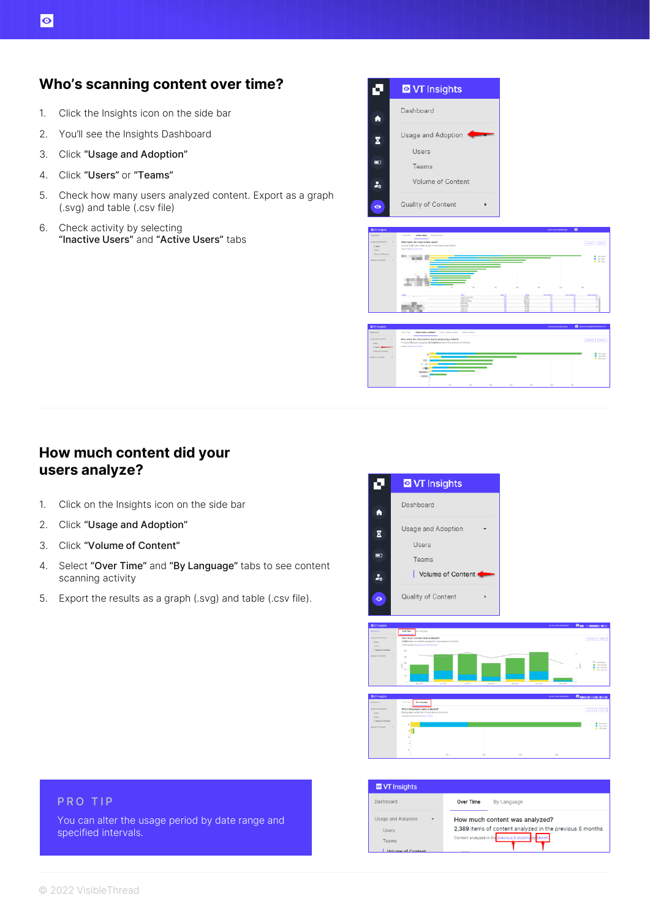## Who's scanning content over time?

1. Click the Insights icon on the side bar
2. You'll see the Insights Dashboard
3. Click **"Usage and Adoption"**
4. Click **"Users"** or **"Teams"**
5. Check how many users analyzed content. Export as a graph (.svg) and table (.csv file)
6. Check activity by selecting **"Inactive Users"** and **"Active Users"** tabs

## How much content did your users analyze?

1. Click on the Insights icon on the side bar
2. Click **"Usage and Adoption"**
3. Click **"Volume of Content"**
4. Select **"Over Time"** and **"By Language"** tabs to see content scanning activity
5. Export the results as a graph (.svg) and table (.csv file).

**PRO TIP**

You can alter the usage period by date range and specified intervals.

© 2022 VisibleThread